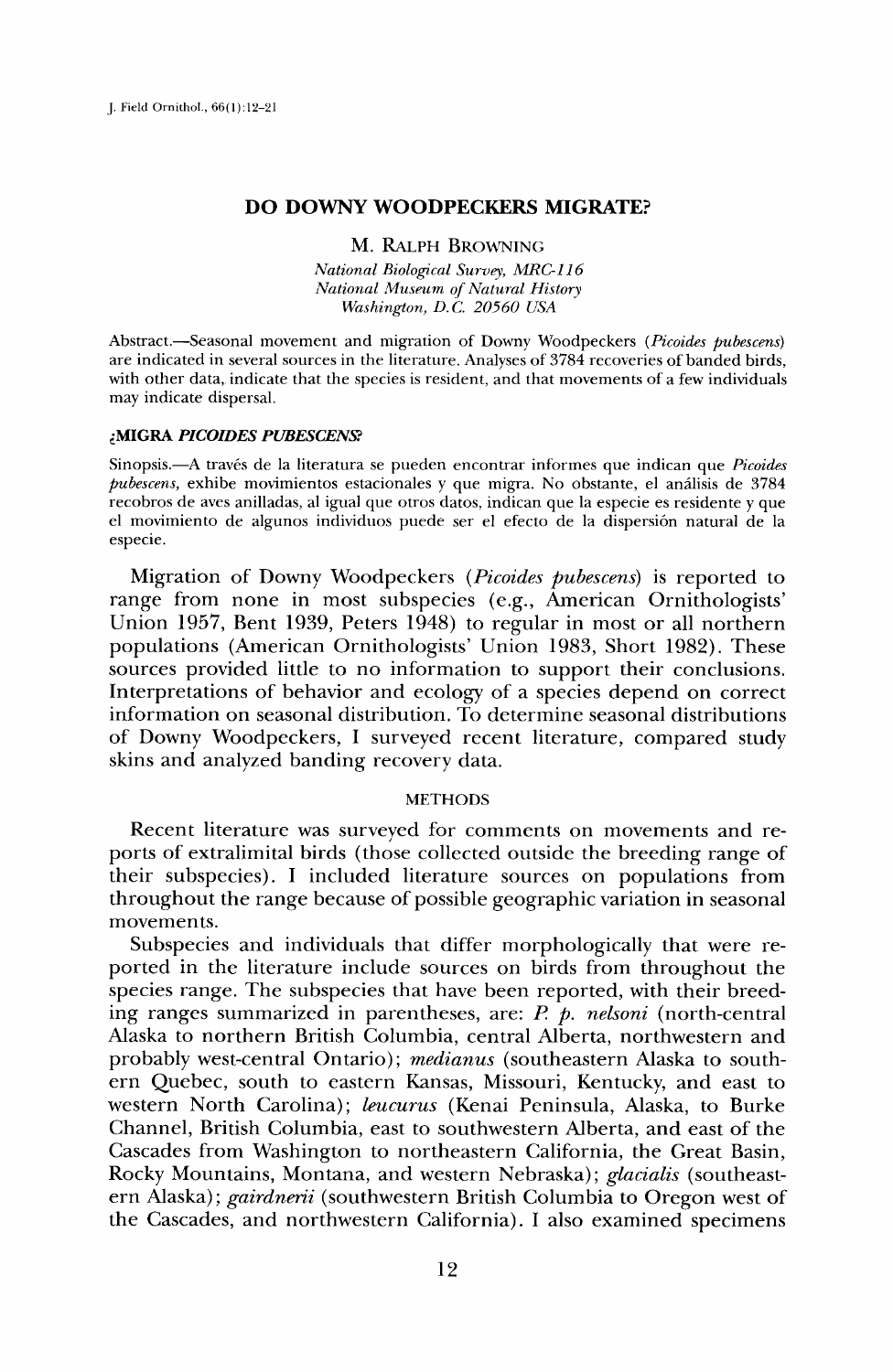# DO DOWNY WOODPECKERS MIGRATE?

M. Ralph Browning

*National Biological Survey, MRC-116*
*National Museum of Natural History*
*Washington, D.C. 20560 USA*

Abstract.—Seasonal movement and migration of Downy Woodpeckers (*Picoides pubescens*) are indicated in several sources in the literature. Analyses of 3784 recoveries of banded birds, with other data, indicate that the species is resident, and that movements of a few individuals may indicate dispersal.

## ¿MIGRA *PICOIDES PUBESCENS*?

Sinopsis.—A través de la literatura se pueden encontrar informes que indican que *Picoides pubescens*, exhibe movimientos estacionales y que migra. No obstante, el análisis de 3784 recobros de aves anilladas, al igual que otros datos, indican que la especie es residente y que el movimiento de algunos individuos puede ser el efecto de la dispersión natural de la especie.

Migration of Downy Woodpeckers (*Picoides pubescens*) is reported to range from none in most subspecies (e.g., American Ornithologists' Union 1957, Bent 1939, Peters 1948) to regular in most or all northern populations (American Ornithologists' Union 1983, Short 1982). These sources provided little to no information to support their conclusions. Interpretations of behavior and ecology of a species depend on correct information on seasonal distribution. To determine seasonal distributions of Downy Woodpeckers, I surveyed recent literature, compared study skins and analyzed banding recovery data.

## METHODS

Recent literature was surveyed for comments on movements and reports of extralimital birds (those collected outside the breeding range of their subspecies). I included literature sources on populations from throughout the range because of possible geographic variation in seasonal movements.

Subspecies and individuals that differ morphologically that were reported in the literature include sources on birds from throughout the species range. The subspecies that have been reported, with their breeding ranges summarized in parentheses, are: *P. p. nelsoni* (north-central Alaska to northern British Columbia, central Alberta, northwestern and probably west-central Ontario); *medianus* (southeastern Alaska to southern Quebec, south to eastern Kansas, Missouri, Kentucky, and east to western North Carolina); *leucurus* (Kenai Peninsula, Alaska, to Burke Channel, British Columbia, east to southwestern Alberta, and east of the Cascades from Washington to northeastern California, the Great Basin, Rocky Mountains, Montana, and western Nebraska); *glacialis* (southeastern Alaska); *gairdnerii* (southwestern British Columbia to Oregon west of the Cascades, and northwestern California). I also examined specimens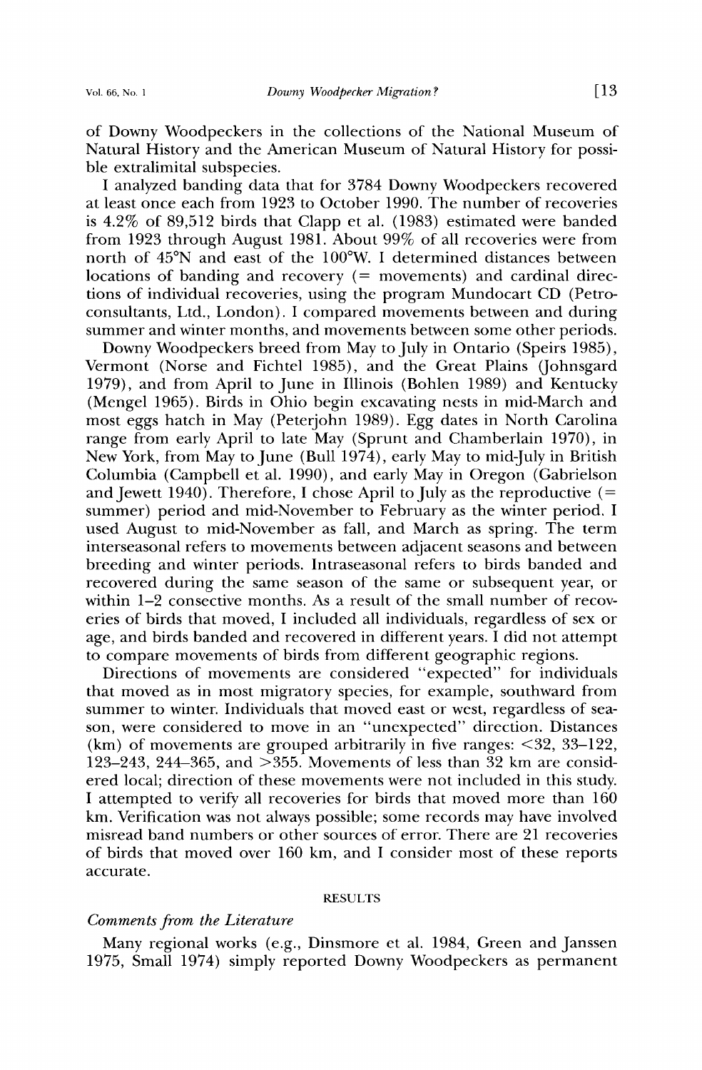of Downy Woodpeckers in the collections of the National Museum of Natural History and the American Museum of Natural History for possible extralimital subspecies.

I analyzed banding data that for 3784 Downy Woodpeckers recovered at least once each from 1923 to October 1990. The number of recoveries is 4.2% of 89,512 birds that Clapp et al. (1983) estimated were banded from 1923 through August 1981. About 99% of all recoveries were from north of 45°N and east of the 100°W. I determined distances between locations of banding and recovery (= movements) and cardinal directions of individual recoveries, using the program Mundocart CD (Petroconsultants, Ltd., London). I compared movements between and during summer and winter months, and movements between some other periods.

Downy Woodpeckers breed from May to July in Ontario (Speirs 1985), Vermont (Norse and Fichtel 1985), and the Great Plains (Johnsgard 1979), and from April to June in Illinois (Bohlen 1989) and Kentucky (Mengel 1965). Birds in Ohio begin excavating nests in mid-March and most eggs hatch in May (Peterjohn 1989). Egg dates in North Carolina range from early April to late May (Sprunt and Chamberlain 1970), in New York, from May to June (Bull 1974), early May to mid-July in British Columbia (Campbell et al. 1990), and early May in Oregon (Gabrielson and Jewett 1940). Therefore, I chose April to July as the reproductive (= summer) period and mid-November to February as the winter period. I used August to mid-November as fall, and March as spring. The term interseasonal refers to movements between adjacent seasons and between breeding and winter periods. Intraseasonal refers to birds banded and recovered during the same season of the same or subsequent year, or within 1–2 consective months. As a result of the small number of recoveries of birds that moved, I included all individuals, regardless of sex or age, and birds banded and recovered in different years. I did not attempt to compare movements of birds from different geographic regions.

Directions of movements are considered "expected" for individuals that moved as in most migratory species, for example, southward from summer to winter. Individuals that moved east or west, regardless of season, were considered to move in an "unexpected" direction. Distances (km) of movements are grouped arbitrarily in five ranges: <32, 33–122, 123–243, 244–365, and >355. Movements of less than 32 km are considered local; direction of these movements were not included in this study. I attempted to verify all recoveries for birds that moved more than 160 km. Verification was not always possible; some records may have involved misread band numbers or other sources of error. There are 21 recoveries of birds that moved over 160 km, and I consider most of these reports accurate.

## RESULTS

### *Comments from the Literature*

Many regional works (e.g., Dinsmore et al. 1984, Green and Janssen 1975, Small 1974) simply reported Downy Woodpeckers as permanent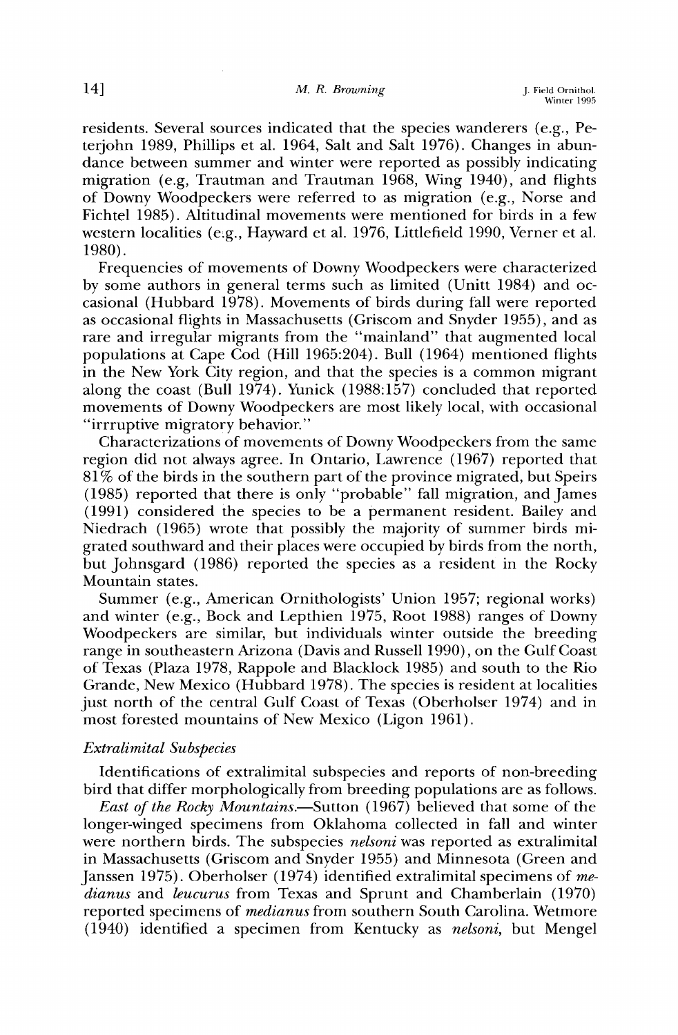residents. Several sources indicated that the species wanderers (e.g., Peterjohn 1989, Phillips et al. 1964, Salt and Salt 1976). Changes in abundance between summer and winter were reported as possibly indicating migration (e.g, Trautman and Trautman 1968, Wing 1940), and flights of Downy Woodpeckers were referred to as migration (e.g., Norse and Fichtel 1985). Altitudinal movements were mentioned for birds in a few western localities (e.g., Hayward et al. 1976, Littlefield 1990, Verner et al. 1980).

Frequencies of movements of Downy Woodpeckers were characterized by some authors in general terms such as limited (Unitt 1984) and occasional (Hubbard 1978). Movements of birds during fall were reported as occasional flights in Massachusetts (Griscom and Snyder 1955), and as rare and irregular migrants from the "mainland" that augmented local populations at Cape Cod (Hill 1965:204). Bull (1964) mentioned flights in the New York City region, and that the species is a common migrant along the coast (Bull 1974). Yunick (1988:157) concluded that reported movements of Downy Woodpeckers are most likely local, with occasional "irrruptive migratory behavior."

Characterizations of movements of Downy Woodpeckers from the same region did not always agree. In Ontario, Lawrence (1967) reported that 81% of the birds in the southern part of the province migrated, but Speirs (1985) reported that there is only "probable" fall migration, and James (1991) considered the species to be a permanent resident. Bailey and Niedrach (1965) wrote that possibly the majority of summer birds migrated southward and their places were occupied by birds from the north, but Johnsgard (1986) reported the species as a resident in the Rocky Mountain states.

Summer (e.g., American Ornithologists' Union 1957; regional works) and winter (e.g., Bock and Lepthien 1975, Root 1988) ranges of Downy Woodpeckers are similar, but individuals winter outside the breeding range in southeastern Arizona (Davis and Russell 1990), on the Gulf Coast of Texas (Plaza 1978, Rappole and Blacklock 1985) and south to the Rio Grande, New Mexico (Hubbard 1978). The species is resident at localities just north of the central Gulf Coast of Texas (Oberholser 1974) and in most forested mountains of New Mexico (Ligon 1961).

### *Extralimital Subspecies*

Identifications of extralimital subspecies and reports of non-breeding bird that differ morphologically from breeding populations are as follows.

*East of the Rocky Mountains.*—Sutton (1967) believed that some of the longer-winged specimens from Oklahoma collected in fall and winter were northern birds. The subspecies *nelsoni* was reported as extralimital in Massachusetts (Griscom and Snyder 1955) and Minnesota (Green and Janssen 1975). Oberholser (1974) identified extralimital specimens of *medianus* and *leucurus* from Texas and Sprunt and Chamberlain (1970) reported specimens of *medianus* from southern South Carolina. Wetmore (1940) identified a specimen from Kentucky as *nelsoni,* but Mengel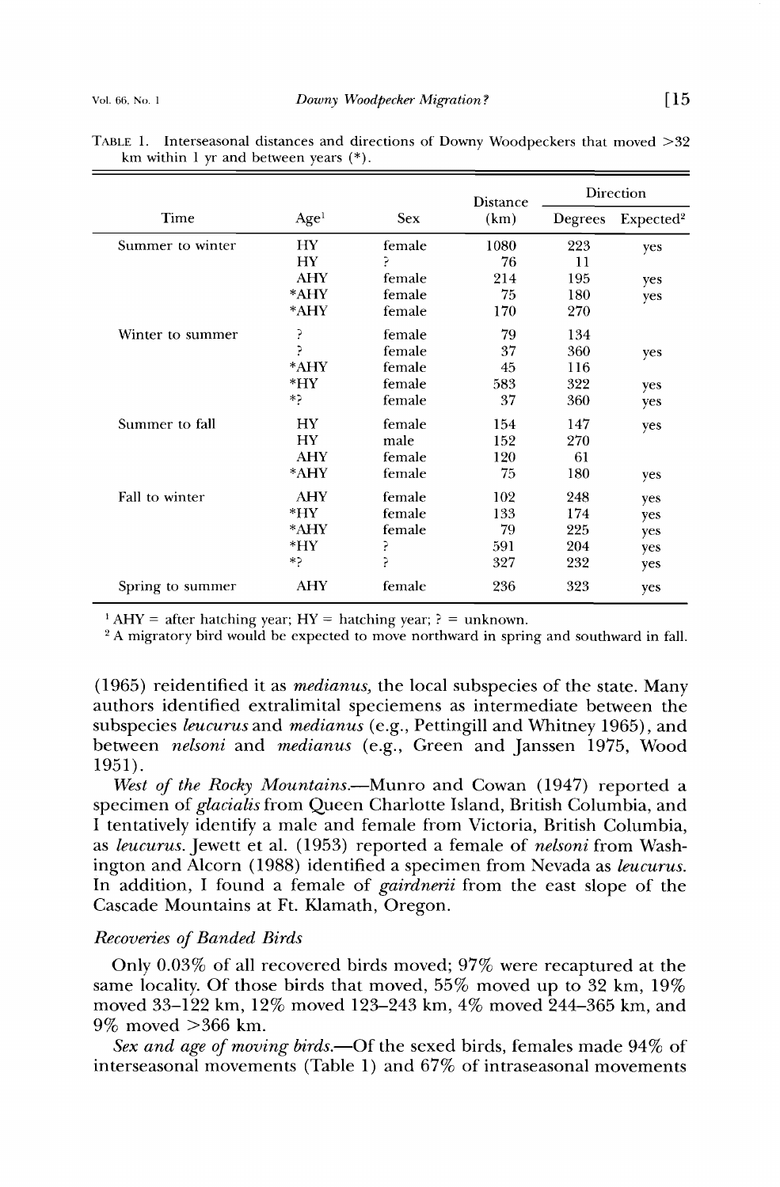TABLE 1. Interseasonal distances and directions of Downy Woodpeckers that moved >32 km within 1 yr and between years (*).

| Time | Age[1] | Sex | Distance (km) | Direction | |
|---|---|---|---|---|---|
| | | | | Degrees | Expected[2] |
| Summer to winter | HY | female | 1080 | 223 | yes |
| | HY | ? | 76 | 11 | |
| | AHY | female | 214 | 195 | yes |
| | *AHY | female | 75 | 180 | yes |
| | *AHY | female | 170 | 270 | |
| Winter to summer | ? | female | 79 | 134 | |
| | ? | female | 37 | 360 | yes |
| | *AHY | female | 45 | 116 | |
| | *HY | female | 583 | 322 | yes |
| | *? | female | 37 | 360 | yes |
| Summer to fall | HY | female | 154 | 147 | yes |
| | HY | male | 152 | 270 | |
| | AHY | female | 120 | 61 | |
| | *AHY | female | 75 | 180 | yes |
| Fall to winter | AHY | female | 102 | 248 | yes |
| | *HY | female | 133 | 174 | yes |
| | *AHY | female | 79 | 225 | yes |
| | *HY | ? | 591 | 204 | yes |
| | *? | ? | 327 | 232 | yes |
| Spring to summer | AHY | female | 236 | 323 | yes |

[1] AHY = after hatching year; HY = hatching year; ? = unknown.

[2] A migratory bird would be expected to move northward in spring and southward in fall.

(1965) reidentified it as *medianus*, the local subspecies of the state. Many authors identified extralimital speciemens as intermediate between the subspecies *leucurus* and *medianus* (e.g., Pettingill and Whitney 1965), and between *nelsoni* and *medianus* (e.g., Green and Janssen 1975, Wood 1951).

*West of the Rocky Mountains.*—Munro and Cowan (1947) reported a specimen of *glacialis* from Queen Charlotte Island, British Columbia, and I tentatively identify a male and female from Victoria, British Columbia, as *leucurus*. Jewett et al. (1953) reported a female of *nelsoni* from Washington and Alcorn (1988) identified a specimen from Nevada as *leucurus*. In addition, I found a female of *gairdnerii* from the east slope of the Cascade Mountains at Ft. Klamath, Oregon.

### *Recoveries of Banded Birds*

Only 0.03% of all recovered birds moved; 97% were recaptured at the same locality. Of those birds that moved, 55% moved up to 32 km, 19% moved 33–122 km, 12% moved 123–243 km, 4% moved 244–365 km, and 9% moved >366 km.

*Sex and age of moving birds.*—Of the sexed birds, females made 94% of interseasonal movements (Table 1) and 67% of intraseasonal movements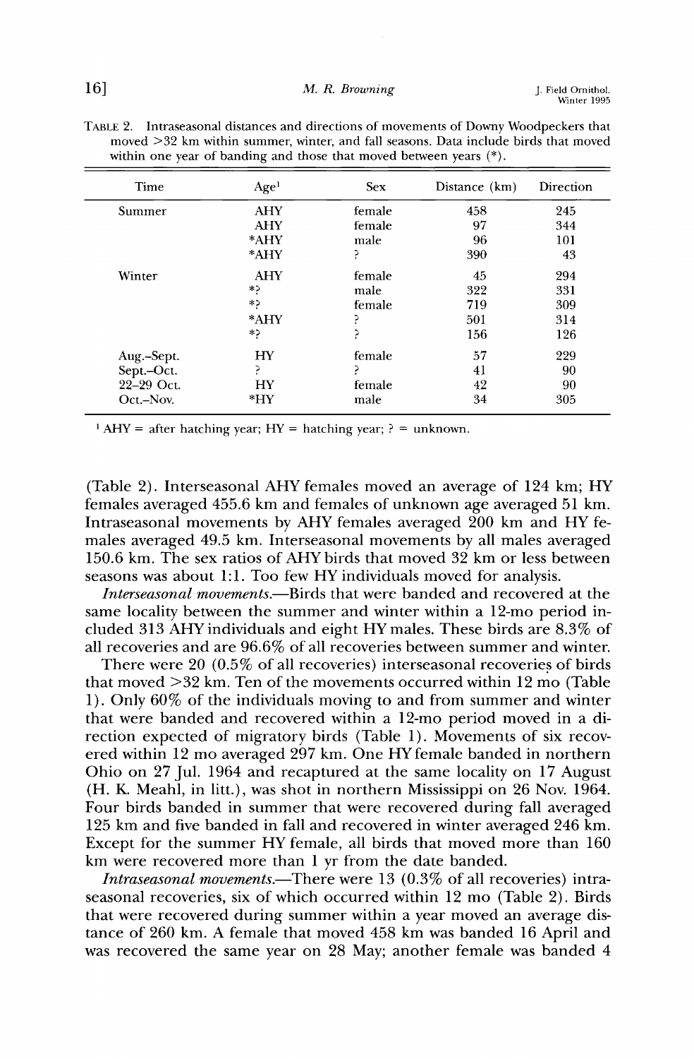TABLE 2. Intraseasonal distances and directions of movements of Downy Woodpeckers that moved >32 km within summer, winter, and fall seasons. Data include birds that moved within one year of banding and those that moved between years (*).

| Time | Age[1] | Sex | Distance (km) | Direction |
|---|---|---|---|---|
| Summer | AHY | female | 458 | 245 |
| | AHY | female | 97 | 344 |
| | *AHY | male | 96 | 101 |
| | *AHY | ? | 390 | 43 |
| Winter | AHY | female | 45 | 294 |
| | *? | male | 322 | 331 |
| | *? | female | 719 | 309 |
| | *AHY | ? | 501 | 314 |
| | *? | ? | 156 | 126 |
| Aug.–Sept. | HY | female | 57 | 229 |
| Sept.–Oct. | ? | ? | 41 | 90 |
| 22–29 Oct. | HY | female | 42 | 90 |
| Oct.–Nov. | *HY | male | 34 | 305 |

[1] AHY = after hatching year; HY = hatching year; ? = unknown.

(Table 2). Interseasonal AHY females moved an average of 124 km; HY females averaged 455.6 km and females of unknown age averaged 51 km. Intraseasonal movements by AHY females averaged 200 km and HY females averaged 49.5 km. Interseasonal movements by all males averaged 150.6 km. The sex ratios of AHY birds that moved 32 km or less between seasons was about 1:1. Too few HY individuals moved for analysis.

*Interseasonal movements.*—Birds that were banded and recovered at the same locality between the summer and winter within a 12-mo period included 313 AHY individuals and eight HY males. These birds are 8.3% of all recoveries and are 96.6% of all recoveries between summer and winter.

There were 20 (0.5% of all recoveries) interseasonal recoveries of birds that moved >32 km. Ten of the movements occurred within 12 mo (Table 1). Only 60% of the individuals moving to and from summer and winter that were banded and recovered within a 12-mo period moved in a direction expected of migratory birds (Table 1). Movements of six recovered within 12 mo averaged 297 km. One HY female banded in northern Ohio on 27 Jul. 1964 and recaptured at the same locality on 17 August (H. K. Meahl, in litt.), was shot in northern Mississippi on 26 Nov. 1964. Four birds banded in summer that were recovered during fall averaged 125 km and five banded in fall and recovered in winter averaged 246 km. Except for the summer HY female, all birds that moved more than 160 km were recovered more than 1 yr from the date banded.

*Intraseasonal movements.*—There were 13 (0.3% of all recoveries) intraseasonal recoveries, six of which occurred within 12 mo (Table 2). Birds that were recovered during summer within a year moved an average distance of 260 km. A female that moved 458 km was banded 16 April and was recovered the same year on 28 May; another female was banded 4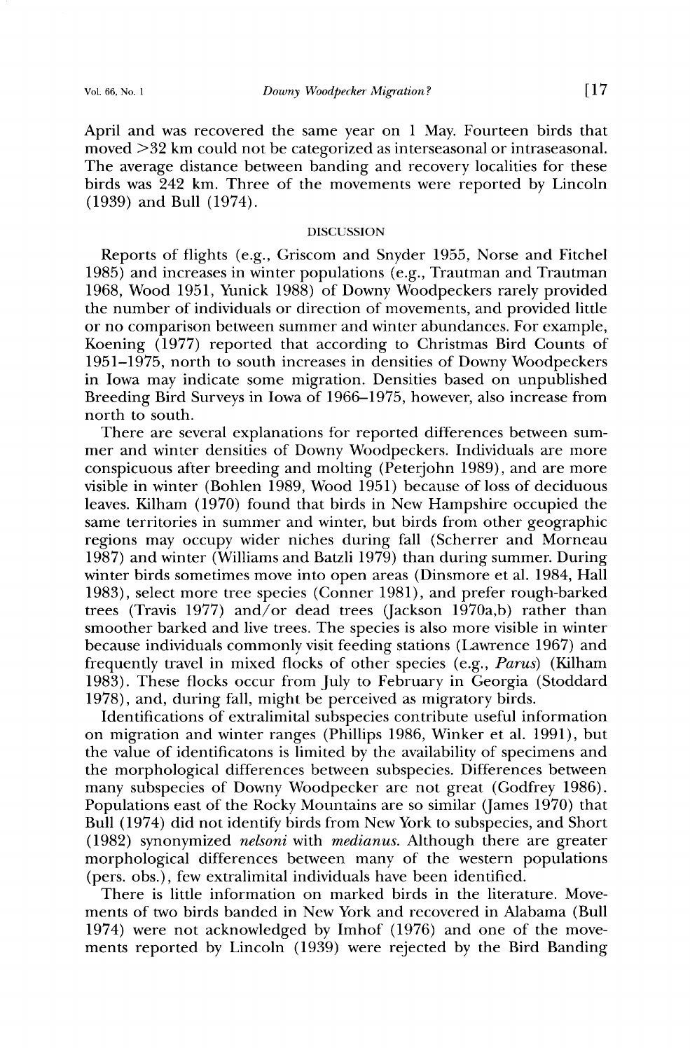April and was recovered the same year on 1 May. Fourteen birds that moved >32 km could not be categorized as interseasonal or intraseasonal. The average distance between banding and recovery localities for these birds was 242 km. Three of the movements were reported by Lincoln (1939) and Bull (1974).

## DISCUSSION

Reports of flights (e.g., Griscom and Snyder 1955, Norse and Fitchel 1985) and increases in winter populations (e.g., Trautman and Trautman 1968, Wood 1951, Yunick 1988) of Downy Woodpeckers rarely provided the number of individuals or direction of movements, and provided little or no comparison between summer and winter abundances. For example, Koening (1977) reported that according to Christmas Bird Counts of 1951–1975, north to south increases in densities of Downy Woodpeckers in Iowa may indicate some migration. Densities based on unpublished Breeding Bird Surveys in Iowa of 1966–1975, however, also increase from north to south.

There are several explanations for reported differences between summer and winter densities of Downy Woodpeckers. Individuals are more conspicuous after breeding and molting (Peterjohn 1989), and are more visible in winter (Bohlen 1989, Wood 1951) because of loss of deciduous leaves. Kilham (1970) found that birds in New Hampshire occupied the same territories in summer and winter, but birds from other geographic regions may occupy wider niches during fall (Scherrer and Morneau 1987) and winter (Williams and Batzli 1979) than during summer. During winter birds sometimes move into open areas (Dinsmore et al. 1984, Hall 1983), select more tree species (Conner 1981), and prefer rough-barked trees (Travis 1977) and/or dead trees (Jackson 1970a,b) rather than smoother barked and live trees. The species is also more visible in winter because individuals commonly visit feeding stations (Lawrence 1967) and frequently travel in mixed flocks of other species (e.g., *Parus*) (Kilham 1983). These flocks occur from July to February in Georgia (Stoddard 1978), and, during fall, might be perceived as migratory birds.

Identifications of extralimital subspecies contribute useful information on migration and winter ranges (Phillips 1986, Winker et al. 1991), but the value of identificatons is limited by the availability of specimens and the morphological differences between subspecies. Differences between many subspecies of Downy Woodpecker are not great (Godfrey 1986). Populations east of the Rocky Mountains are so similar (James 1970) that Bull (1974) did not identify birds from New York to subspecies, and Short (1982) synonymized *nelsoni* with *medianus*. Although there are greater morphological differences between many of the western populations (pers. obs.), few extralimital individuals have been identified.

There is little information on marked birds in the literature. Movements of two birds banded in New York and recovered in Alabama (Bull 1974) were not acknowledged by Imhof (1976) and one of the movements reported by Lincoln (1939) were rejected by the Bird Banding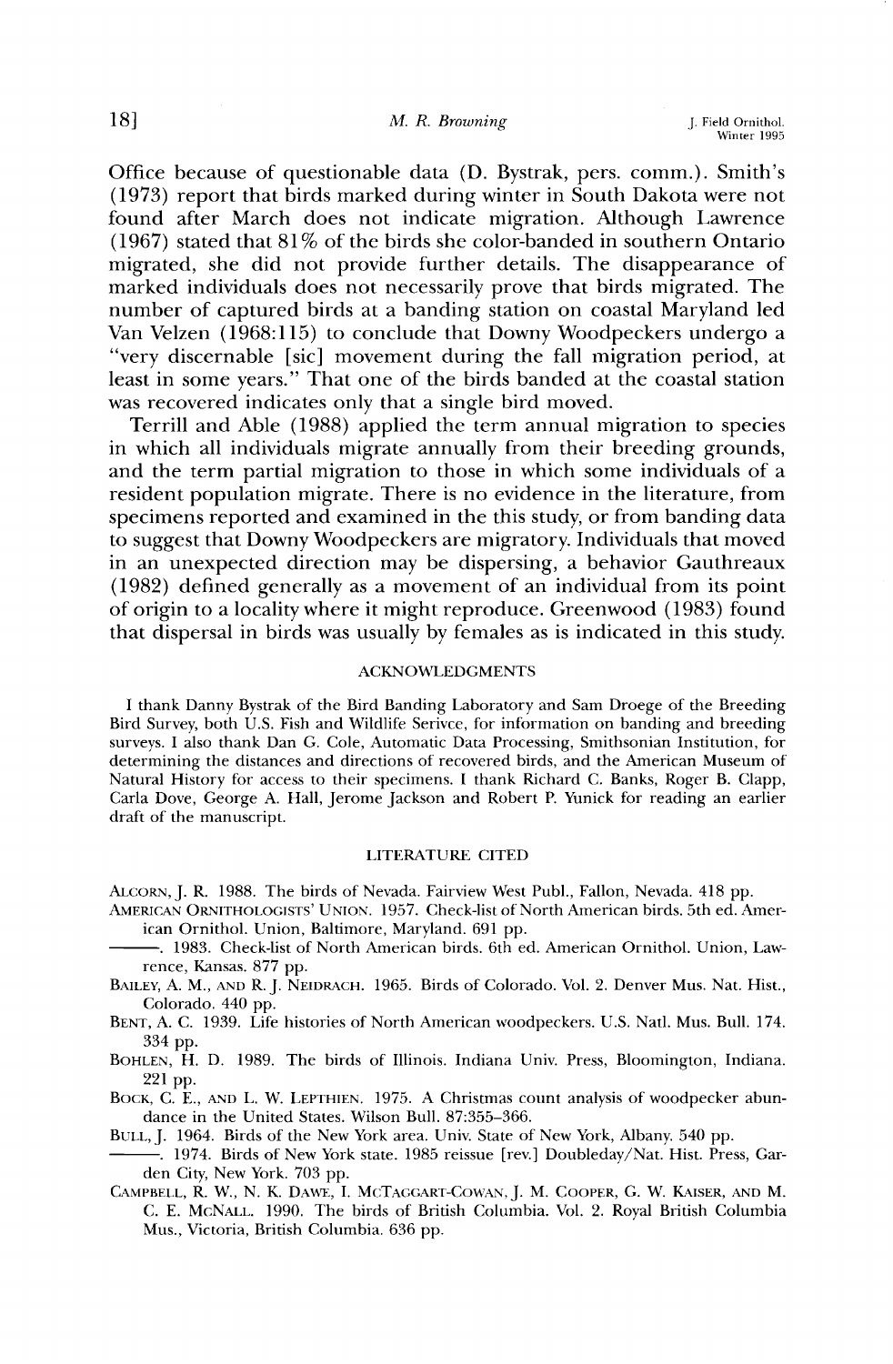Office because of questionable data (D. Bystrak, pers. comm.). Smith's (1973) report that birds marked during winter in South Dakota were not found after March does not indicate migration. Although Lawrence (1967) stated that 81% of the birds she color-banded in southern Ontario migrated, she did not provide further details. The disappearance of marked individuals does not necessarily prove that birds migrated. The number of captured birds at a banding station on coastal Maryland led Van Velzen (1968:115) to conclude that Downy Woodpeckers undergo a "very discernable [sic] movement during the fall migration period, at least in some years." That one of the birds banded at the coastal station was recovered indicates only that a single bird moved.

Terrill and Able (1988) applied the term annual migration to species in which all individuals migrate annually from their breeding grounds, and the term partial migration to those in which some individuals of a resident population migrate. There is no evidence in the literature, from specimens reported and examined in the this study, or from banding data to suggest that Downy Woodpeckers are migratory. Individuals that moved in an unexpected direction may be dispersing, a behavior Gauthreaux (1982) defined generally as a movement of an individual from its point of origin to a locality where it might reproduce. Greenwood (1983) found that dispersal in birds was usually by females as is indicated in this study.

## ACKNOWLEDGMENTS

I thank Danny Bystrak of the Bird Banding Laboratory and Sam Droege of the Breeding Bird Survey, both U.S. Fish and Wildlife Serivce, for information on banding and breeding surveys. I also thank Dan G. Cole, Automatic Data Processing, Smithsonian Institution, for determining the distances and directions of recovered birds, and the American Museum of Natural History for access to their specimens. I thank Richard C. Banks, Roger B. Clapp, Carla Dove, George A. Hall, Jerome Jackson and Robert P. Yunick for reading an earlier draft of the manuscript.

## LITERATURE CITED

ALCORN, J. R. 1988. The birds of Nevada. Fairview West Publ., Fallon, Nevada. 418 pp.

AMERICAN ORNITHOLOGISTS' UNION. 1957. Check-list of North American birds. 5th ed. American Ornithol. Union, Baltimore, Maryland. 691 pp.

———. 1983. Check-list of North American birds. 6th ed. American Ornithol. Union, Lawrence, Kansas. 877 pp.

BAILEY, A. M., AND R. J. NEIDRACH. 1965. Birds of Colorado. Vol. 2. Denver Mus. Nat. Hist., Colorado. 440 pp.

BENT, A. C. 1939. Life histories of North American woodpeckers. U.S. Natl. Mus. Bull. 174. 334 pp.

BOHLEN, H. D. 1989. The birds of Illinois. Indiana Univ. Press, Bloomington, Indiana. 221 pp.

BOCK, C. E., AND L. W. LEPTHIEN. 1975. A Christmas count analysis of woodpecker abundance in the United States. Wilson Bull. 87:355–366.

BULL, J. 1964. Birds of the New York area. Univ. State of New York, Albany. 540 pp.

———. 1974. Birds of New York state. 1985 reissue [rev.] Doubleday/Nat. Hist. Press, Garden City, New York. 703 pp.

CAMPBELL, R. W., N. K. DAWE, I. MCTAGGART-COWAN, J. M. COOPER, G. W. KAISER, AND M. C. E. MCNALL. 1990. The birds of British Columbia. Vol. 2. Royal British Columbia Mus., Victoria, British Columbia. 636 pp.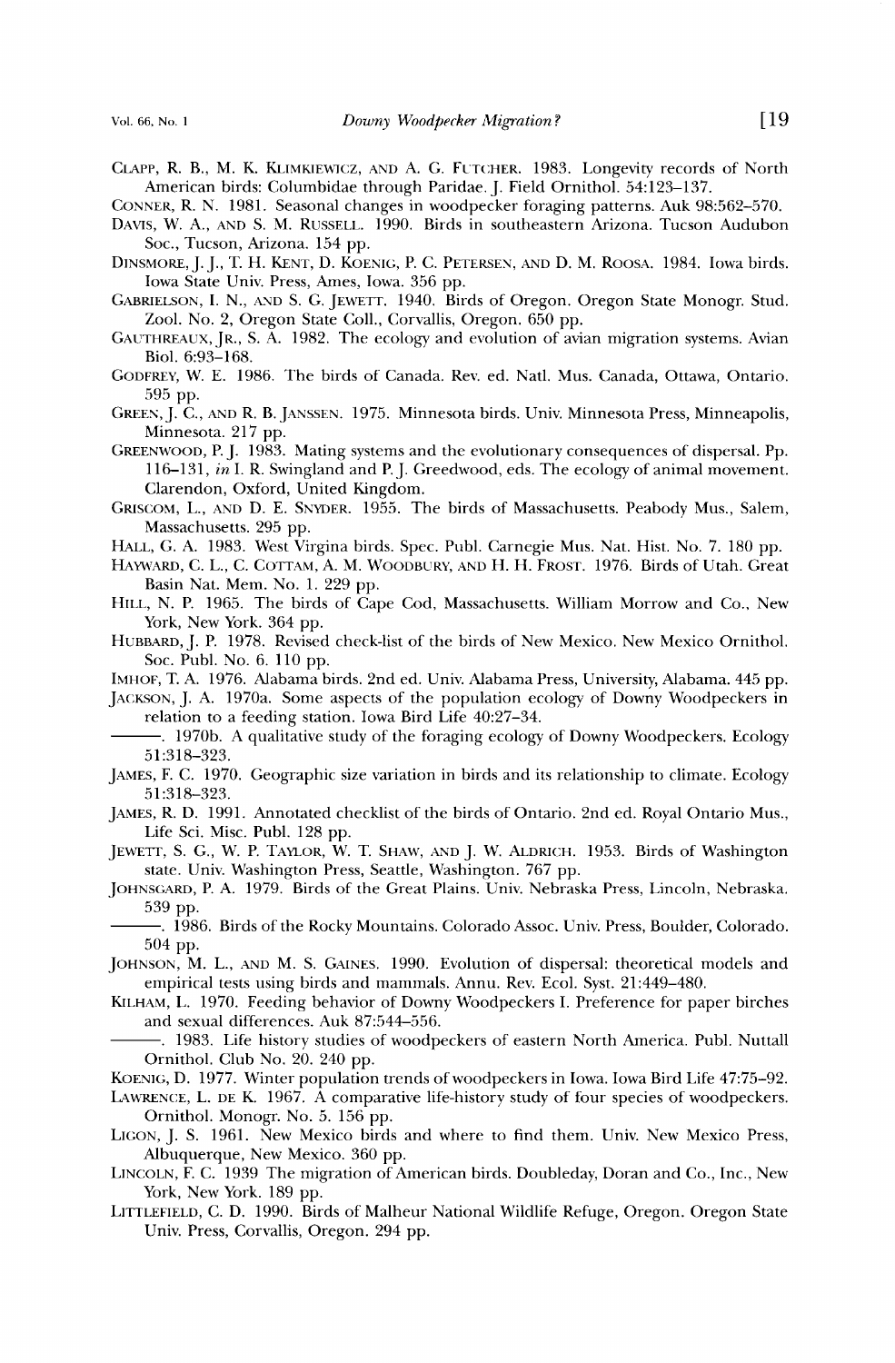CLAPP, R. B., M. K. KLIMKIEWICZ, AND A. G. FUTCHER. 1983. Longevity records of North American birds: Columbidae through Paridae. J. Field Ornithol. 54:123–137.

CONNER, R. N. 1981. Seasonal changes in woodpecker foraging patterns. Auk 98:562–570.

DAVIS, W. A., AND S. M. RUSSELL. 1990. Birds in southeastern Arizona. Tucson Audubon Soc., Tucson, Arizona. 154 pp.

DINSMORE, J. J., T. H. KENT, D. KOENIG, P. C. PETERSEN, AND D. M. ROOSA. 1984. Iowa birds. Iowa State Univ. Press, Ames, Iowa. 356 pp.

GABRIELSON, I. N., AND S. G. JEWETT. 1940. Birds of Oregon. Oregon State Monogr. Stud. Zool. No. 2, Oregon State Coll., Corvallis, Oregon. 650 pp.

GAUTHREAUX, JR., S. A. 1982. The ecology and evolution of avian migration systems. Avian Biol. 6:93–168.

GODFREY, W. E. 1986. The birds of Canada. Rev. ed. Natl. Mus. Canada, Ottawa, Ontario. 595 pp.

GREEN, J. C., AND R. B. JANSSEN. 1975. Minnesota birds. Univ. Minnesota Press, Minneapolis, Minnesota. 217 pp.

GREENWOOD, P. J. 1983. Mating systems and the evolutionary consequences of dispersal. Pp. 116–131, *in* I. R. Swingland and P. J. Greedwood, eds. The ecology of animal movement. Clarendon, Oxford, United Kingdom.

GRISCOM, L., AND D. E. SNYDER. 1955. The birds of Massachusetts. Peabody Mus., Salem, Massachusetts. 295 pp.

HALL, G. A. 1983. West Virgina birds. Spec. Publ. Carnegie Mus. Nat. Hist. No. 7. 180 pp.

HAYWARD, C. L., C. COTTAM, A. M. WOODBURY, AND H. H. FROST. 1976. Birds of Utah. Great Basin Nat. Mem. No. 1. 229 pp.

HILL, N. P. 1965. The birds of Cape Cod, Massachusetts. William Morrow and Co., New York, New York. 364 pp.

HUBBARD, J. P. 1978. Revised check-list of the birds of New Mexico. New Mexico Ornithol. Soc. Publ. No. 6. 110 pp.

IMHOF, T. A. 1976. Alabama birds. 2nd ed. Univ. Alabama Press, University, Alabama. 445 pp.

JACKSON, J. A. 1970a. Some aspects of the population ecology of Downy Woodpeckers in relation to a feeding station. Iowa Bird Life 40:27–34.

———. 1970b. A qualitative study of the foraging ecology of Downy Woodpeckers. Ecology 51:318–323.

JAMES, F. C. 1970. Geographic size variation in birds and its relationship to climate. Ecology 51:318–323.

JAMES, R. D. 1991. Annotated checklist of the birds of Ontario. 2nd ed. Royal Ontario Mus., Life Sci. Misc. Publ. 128 pp.

JEWETT, S. G., W. P. TAYLOR, W. T. SHAW, AND J. W. ALDRICH. 1953. Birds of Washington state. Univ. Washington Press, Seattle, Washington. 767 pp.

JOHNSGARD, P. A. 1979. Birds of the Great Plains. Univ. Nebraska Press, Lincoln, Nebraska. 539 pp.

———. 1986. Birds of the Rocky Mountains. Colorado Assoc. Univ. Press, Boulder, Colorado. 504 pp.

JOHNSON, M. L., AND M. S. GAINES. 1990. Evolution of dispersal: theoretical models and empirical tests using birds and mammals. Annu. Rev. Ecol. Syst. 21:449–480.

KILHAM, L. 1970. Feeding behavior of Downy Woodpeckers I. Preference for paper birches and sexual differences. Auk 87:544–556.

———. 1983. Life history studies of woodpeckers of eastern North America. Publ. Nuttall Ornithol. Club No. 20. 240 pp.

KOENIG, D. 1977. Winter population trends of woodpeckers in Iowa. Iowa Bird Life 47:75–92.

LAWRENCE, L. DE K. 1967. A comparative life-history study of four species of woodpeckers. Ornithol. Monogr. No. 5. 156 pp.

LIGON, J. S. 1961. New Mexico birds and where to find them. Univ. New Mexico Press, Albuquerque, New Mexico. 360 pp.

LINCOLN, F. C. 1939 The migration of American birds. Doubleday, Doran and Co., Inc., New York, New York. 189 pp.

LITTLEFIELD, C. D. 1990. Birds of Malheur National Wildlife Refuge, Oregon. Oregon State Univ. Press, Corvallis, Oregon. 294 pp.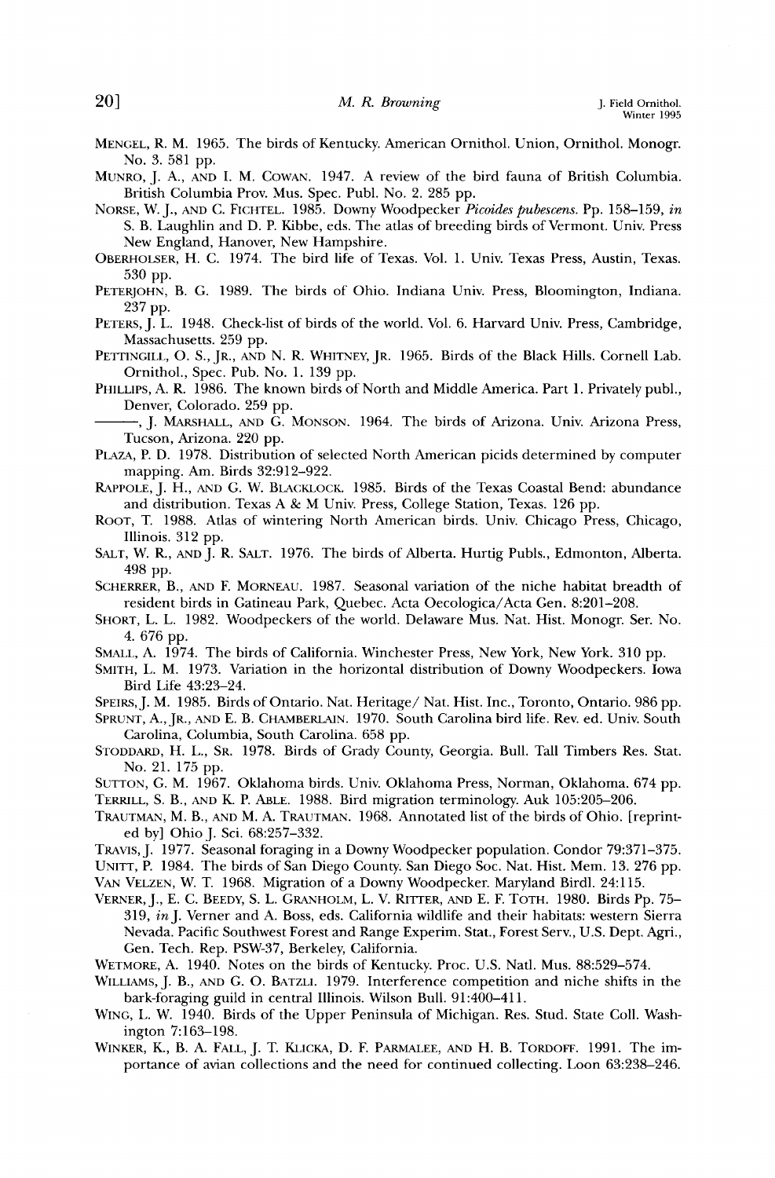MENGEL, R. M. 1965. The birds of Kentucky. American Ornithol. Union, Ornithol. Monogr. No. 3. 581 pp.

MUNRO, J. A., AND I. M. COWAN. 1947. A review of the bird fauna of British Columbia. British Columbia Prov. Mus. Spec. Publ. No. 2. 285 pp.

NORSE, W. J., AND C. FICHTEL. 1985. Downy Woodpecker *Picoides pubescens*. Pp. 158–159, *in* S. B. Laughlin and D. P. Kibbe, eds. The atlas of breeding birds of Vermont. Univ. Press New England, Hanover, New Hampshire.

OBERHOLSER, H. C. 1974. The bird life of Texas. Vol. 1. Univ. Texas Press, Austin, Texas. 530 pp.

PETERJOHN, B. G. 1989. The birds of Ohio. Indiana Univ. Press, Bloomington, Indiana. 237 pp.

PETERS, J. L. 1948. Check-list of birds of the world. Vol. 6. Harvard Univ. Press, Cambridge, Massachusetts. 259 pp.

PETTINGILL, O. S., JR., AND N. R. WHITNEY, JR. 1965. Birds of the Black Hills. Cornell Lab. Ornithol., Spec. Pub. No. 1. 139 pp.

PHILLIPS, A. R. 1986. The known birds of North and Middle America. Part 1. Privately publ., Denver, Colorado. 259 pp.

———, J. MARSHALL, AND G. MONSON. 1964. The birds of Arizona. Univ. Arizona Press, Tucson, Arizona. 220 pp.

PLAZA, P. D. 1978. Distribution of selected North American picids determined by computer mapping. Am. Birds 32:912–922.

RAPPOLE, J. H., AND G. W. BLACKLOCK. 1985. Birds of the Texas Coastal Bend: abundance and distribution. Texas A & M Univ. Press, College Station, Texas. 126 pp.

ROOT, T. 1988. Atlas of wintering North American birds. Univ. Chicago Press, Chicago, Illinois. 312 pp.

SALT, W. R., AND J. R. SALT. 1976. The birds of Alberta. Hurtig Publs., Edmonton, Alberta. 498 pp.

SCHERRER, B., AND F. MORNEAU. 1987. Seasonal variation of the niche habitat breadth of resident birds in Gatineau Park, Quebec. Acta Oecologica/Acta Gen. 8:201–208.

SHORT, L. L. 1982. Woodpeckers of the world. Delaware Mus. Nat. Hist. Monogr. Ser. No. 4. 676 pp.

SMALL, A. 1974. The birds of California. Winchester Press, New York, New York. 310 pp.

SMITH, L. M. 1973. Variation in the horizontal distribution of Downy Woodpeckers. Iowa Bird Life 43:23–24.

SPEIRS, J. M. 1985. Birds of Ontario. Nat. Heritage/ Nat. Hist. Inc., Toronto, Ontario. 986 pp.

SPRUNT, A., JR., AND E. B. CHAMBERLAIN. 1970. South Carolina bird life. Rev. ed. Univ. South Carolina, Columbia, South Carolina. 658 pp.

STODDARD, H. L., SR. 1978. Birds of Grady County, Georgia. Bull. Tall Timbers Res. Stat. No. 21. 175 pp.

SUTTON, G. M. 1967. Oklahoma birds. Univ. Oklahoma Press, Norman, Oklahoma. 674 pp.

TERRILL, S. B., AND K. P. ABLE. 1988. Bird migration terminology. Auk 105:205–206.

TRAUTMAN, M. B., AND M. A. TRAUTMAN. 1968. Annotated list of the birds of Ohio. [reprinted by] Ohio J. Sci. 68:257–332.

TRAVIS, J. 1977. Seasonal foraging in a Downy Woodpecker population. Condor 79:371–375.

UNITT, P. 1984. The birds of San Diego County. San Diego Soc. Nat. Hist. Mem. 13. 276 pp.

VAN VELZEN, W. T. 1968. Migration of a Downy Woodpecker. Maryland Birdl. 24:115.

VERNER, J., E. C. BEEDY, S. L. GRANHOLM, L. V. RITTER, AND E. F. TOTH. 1980. Birds Pp. 75–319, *in* J. Verner and A. Boss, eds. California wildlife and their habitats: western Sierra Nevada. Pacific Southwest Forest and Range Experim. Stat., Forest Serv., U.S. Dept. Agri., Gen. Tech. Rep. PSW-37, Berkeley, California.

WETMORE, A. 1940. Notes on the birds of Kentucky. Proc. U.S. Natl. Mus. 88:529–574.

WILLIAMS, J. B., AND G. O. BATZLI. 1979. Interference competition and niche shifts in the bark-foraging guild in central Illinois. Wilson Bull. 91:400–411.

WING, L. W. 1940. Birds of the Upper Peninsula of Michigan. Res. Stud. State Coll. Washington 7:163–198.

WINKER, K., B. A. FALL, J. T. KLICKA, D. F. PARMALEE, AND H. B. TORDOFF. 1991. The importance of avian collections and the need for continued collecting. Loon 63:238–246.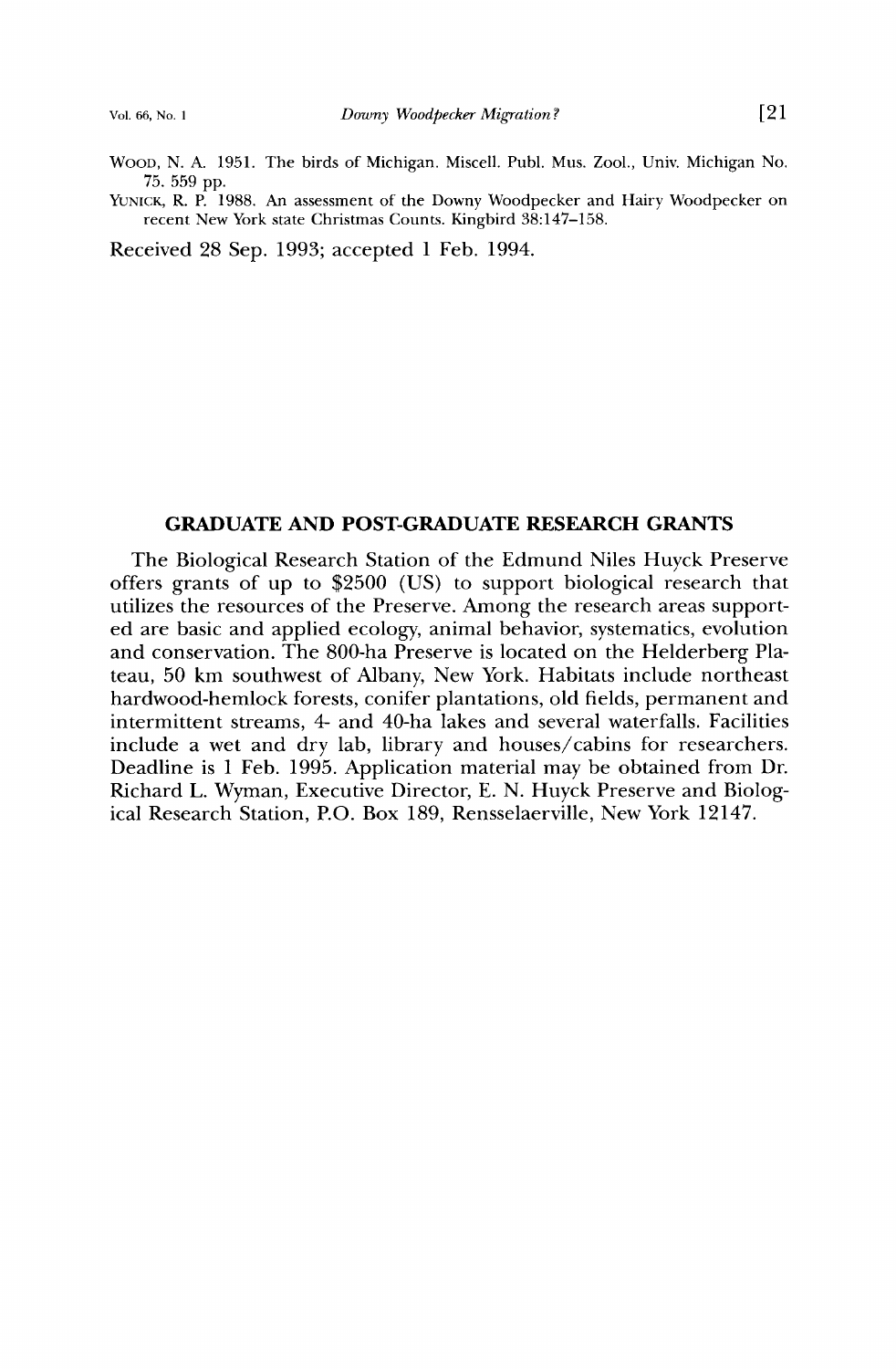Wood, N. A. 1951. The birds of Michigan. Miscell. Publ. Mus. Zool., Univ. Michigan No. 75. 559 pp.

Yunick, R. P. 1988. An assessment of the Downy Woodpecker and Hairy Woodpecker on recent New York state Christmas Counts. Kingbird 38:147–158.

Received 28 Sep. 1993; accepted 1 Feb. 1994.

## GRADUATE AND POST-GRADUATE RESEARCH GRANTS

The Biological Research Station of the Edmund Niles Huyck Preserve offers grants of up to $2500 (US) to support biological research that utilizes the resources of the Preserve. Among the research areas supported are basic and applied ecology, animal behavior, systematics, evolution and conservation. The 800-ha Preserve is located on the Helderberg Plateau, 50 km southwest of Albany, New York. Habitats include northeast hardwood-hemlock forests, conifer plantations, old fields, permanent and intermittent streams, 4- and 40-ha lakes and several waterfalls. Facilities include a wet and dry lab, library and houses/cabins for researchers. Deadline is 1 Feb. 1995. Application material may be obtained from Dr. Richard L. Wyman, Executive Director, E. N. Huyck Preserve and Biological Research Station, P.O. Box 189, Rensselaerville, New York 12147.